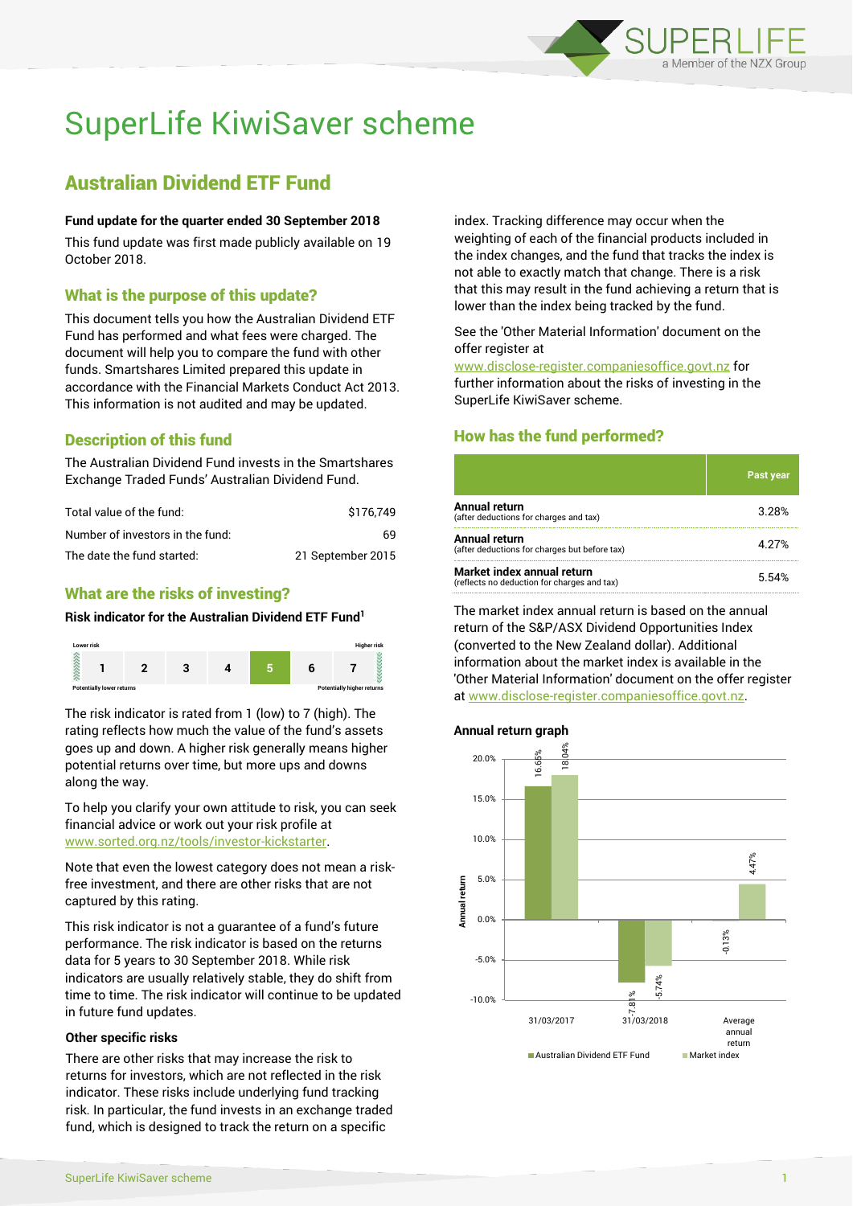# SuperLife KiwiSaver scheme

## Australian Dividend ETF Fund

**Fund update for the quarter ended 30 September 2018**

This fund update was first made publicly available on 19 October 2018.

### What is the purpose of this update?

This document tells you how the Australian Dividend ETF Fund has performed and what fees were charged. The document will help you to compare the fund with other funds. Smartshares Limited prepared this update in accordance with the Financial Markets Conduct Act 2013. This information is not audited and may be updated.

### Description of this fund

The Australian Dividend Fund invests in the Smartshares Exchange Traded Funds' Australian Dividend Fund.

| | |
|---|---|
| Total value of the fund: | $176,749 |
| Number of investors in the fund: | 69 |
| The date the fund started: | 21 September 2015 |

### What are the risks of investing?

**Risk indicator for the Australian Dividend ETF Fund[1]**

| Lower risk | | | | | | Higher risk |
|---|---|---|---|---|---|---|
| 1 | 2 | 3 | 4 | **5** | 6 | 7 |
| Potentially lower returns | | | | | | Potentially higher returns |

The risk indicator is rated from 1 (low) to 7 (high). The rating reflects how much the value of the fund's assets goes up and down. A higher risk generally means higher potential returns over time, but more ups and downs along the way.

To help you clarify your own attitude to risk, you can seek financial advice or work out your risk profile at www.sorted.org.nz/tools/investor-kickstarter.

Note that even the lowest category does not mean a risk-free investment, and there are other risks that are not captured by this rating.

This risk indicator is not a guarantee of a fund's future performance. The risk indicator is based on the returns data for 5 years to 30 September 2018. While risk indicators are usually relatively stable, they do shift from time to time. The risk indicator will continue to be updated in future fund updates.

#### Other specific risks

There are other specific risks that may increase the risk to returns for investors, which are not reflected in the risk indicator. These risks include underlying fund tracking risk. In particular, the fund invests in an exchange traded fund, which is designed to track the return on a specific index. Tracking difference may occur when the weighting of each of the financial products included in the index changes, and the fund that tracks the index is not able to exactly match that change. There is a risk that this may result in the fund achieving a return that is lower than the index being tracked by the fund.

See the 'Other Material Information' document on the offer register at www.disclose-register.companiesoffice.govt.nz for further information about the risks of investing in the SuperLife KiwiSaver scheme.

### How has the fund performed?

| | Past year |
|---|---|
| **Annual return** (after deductions for charges and tax) | 3.28% |
| **Annual return** (after deductions for charges but before tax) | 4.27% |
| **Market index annual return** (reflects no deduction for charges and tax) | 5.54% |

The market index annual return is based on the annual return of the S&P/ASX Dividend Opportunities Index (converted to the New Zealand dollar). Additional information about the market index is available in the 'Other Material Information' document on the offer register at www.disclose-register.companiesoffice.govt.nz.

**Annual return graph**

| | Australian Dividend ETF Fund | Market index |
|---|---|---|
| 31/03/2017 | 16.65% | 18.04% |
| 31/03/2018 | -7.81% | -5.74% |
| Average annual return | -0.13% | 4.47% |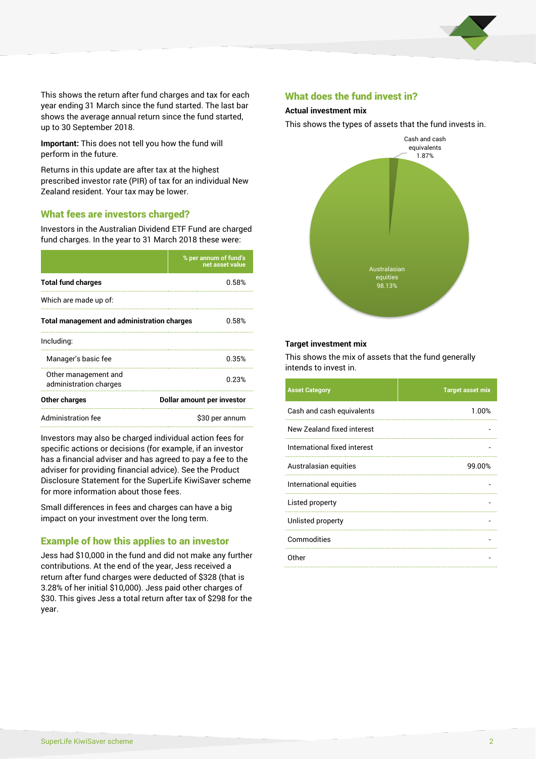This shows the return after fund charges and tax for each year ending 31 March since the fund started. The last bar shows the average annual return since the fund started, up to 30 September 2018.

**Important:** This does not tell you how the fund will perform in the future.

Returns in this update are after tax at the highest prescribed investor rate (PIR) of tax for an individual New Zealand resident. Your tax may be lower.

## What fees are investors charged?

Investors in the Australian Dividend ETF Fund are charged fund charges. In the year to 31 March 2018 these were:

| | % per annum of fund's net asset value |
|---|---|
| **Total fund charges** | 0.58% |
| Which are made up of: | |
| **Total management and administration charges** | 0.58% |
| Including: | |
| Manager's basic fee | 0.35% |
| Other management and administration charges | 0.23% |
| **Other charges** | **Dollar amount per investor** |
| Administration fee | $30 per annum |

Investors may also be charged individual action fees for specific actions or decisions (for example, if an investor has a financial adviser and has agreed to pay a fee to the adviser for providing financial advice). See the Product Disclosure Statement for the SuperLife KiwiSaver scheme for more information about those fees.

Small differences in fees and charges can have a big impact on your investment over the long term.

## Example of how this applies to an investor

Jess had $10,000 in the fund and did not make any further contributions. At the end of the year, Jess received a return after fund charges were deducted of $328 (that is 3.28% of her initial $10,000). Jess paid other charges of $30. This gives Jess a total return after tax of $298 for the year.

## What does the fund invest in?

### Actual investment mix

This shows the types of assets that the fund invests in.

Cash and cash equivalents 1.87%

Australasian equities 98.13%

### Target investment mix

This shows the mix of assets that the fund generally intends to invest in.

| Asset Category | Target asset mix |
|---|---|
| Cash and cash equivalents | 1.00% |
| New Zealand fixed interest | - |
| International fixed interest | - |
| Australasian equities | 99.00% |
| International equities | - |
| Listed property | - |
| Unlisted property | - |
| Commodities | - |
| Other | - |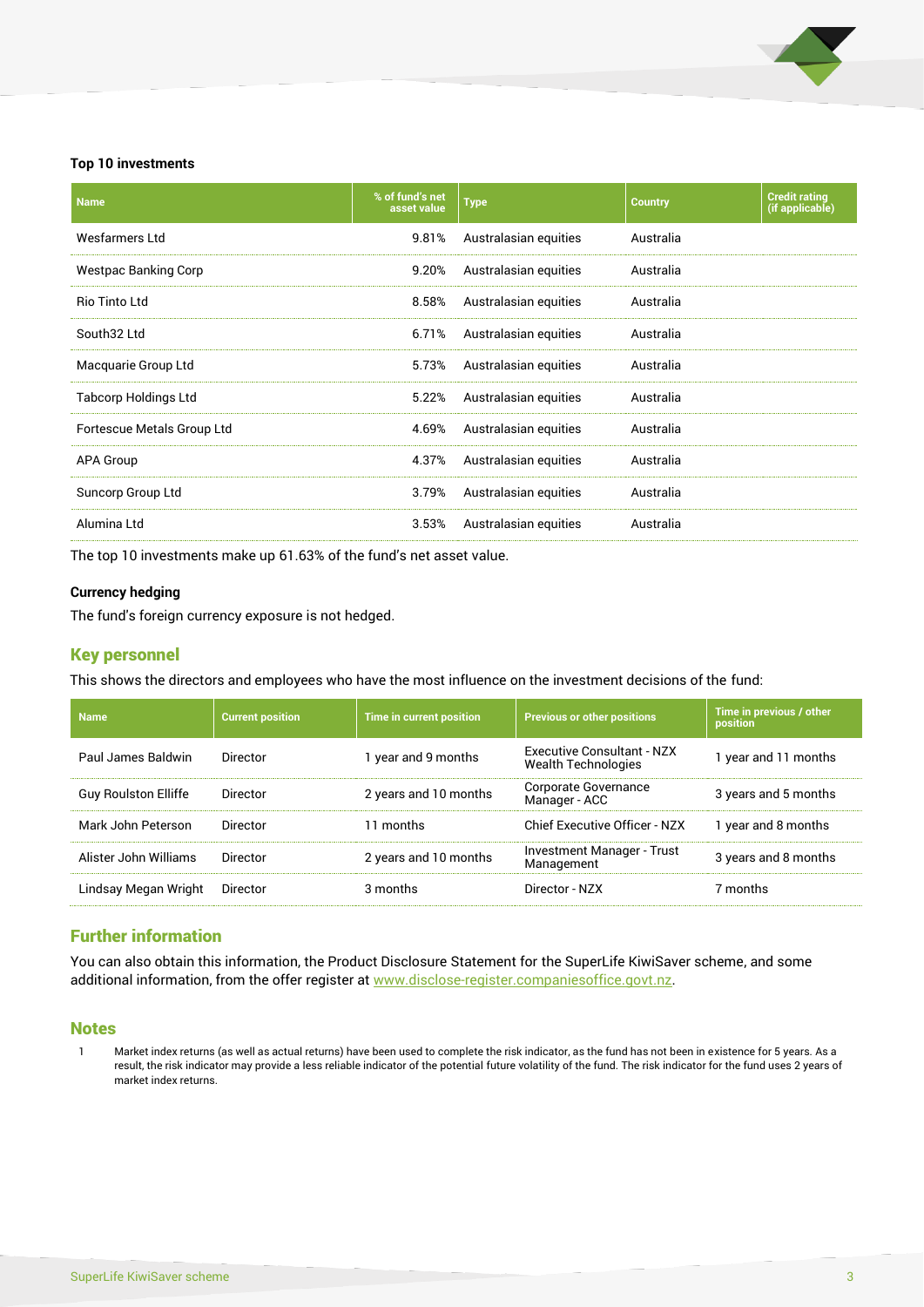### Top 10 investments

| Name | % of fund's net asset value | Type | Country | Credit rating (if applicable) |
|---|---|---|---|---|
| Wesfarmers Ltd | 9.81% | Australasian equities | Australia | |
| Westpac Banking Corp | 9.20% | Australasian equities | Australia | |
| Rio Tinto Ltd | 8.58% | Australasian equities | Australia | |
| South32 Ltd | 6.71% | Australasian equities | Australia | |
| Macquarie Group Ltd | 5.73% | Australasian equities | Australia | |
| Tabcorp Holdings Ltd | 5.22% | Australasian equities | Australia | |
| Fortescue Metals Group Ltd | 4.69% | Australasian equities | Australia | |
| APA Group | 4.37% | Australasian equities | Australia | |
| Suncorp Group Ltd | 3.79% | Australasian equities | Australia | |
| Alumina Ltd | 3.53% | Australasian equities | Australia | |

The top 10 investments make up 61.63% of the fund's net asset value.

### Currency hedging

The fund's foreign currency exposure is not hedged.

## Key personnel

This shows the directors and employees who have the most influence on the investment decisions of the fund:

| Name | Current position | Time in current position | Previous or other positions | Time in previous / other position |
|---|---|---|---|---|
| Paul James Baldwin | Director | 1 year and 9 months | Executive Consultant - NZX Wealth Technologies | 1 year and 11 months |
| Guy Roulston Elliffe | Director | 2 years and 10 months | Corporate Governance Manager - ACC | 3 years and 5 months |
| Mark John Peterson | Director | 11 months | Chief Executive Officer - NZX | 1 year and 8 months |
| Alister John Williams | Director | 2 years and 10 months | Investment Manager - Trust Management | 3 years and 8 months |
| Lindsay Megan Wright | Director | 3 months | Director - NZX | 7 months |

## Further information

You can also obtain this information, the Product Disclosure Statement for the SuperLife KiwiSaver scheme, and some additional information, from the offer register at www.disclose-register.companiesoffice.govt.nz.

## Notes

1 Market index returns (as well as actual returns) have been used to complete the risk indicator, as the fund has not been in existence for 5 years. As a result, the risk indicator may provide a less reliable indicator of the potential future volatility of the fund. The risk indicator for the fund uses 2 years of market index returns.